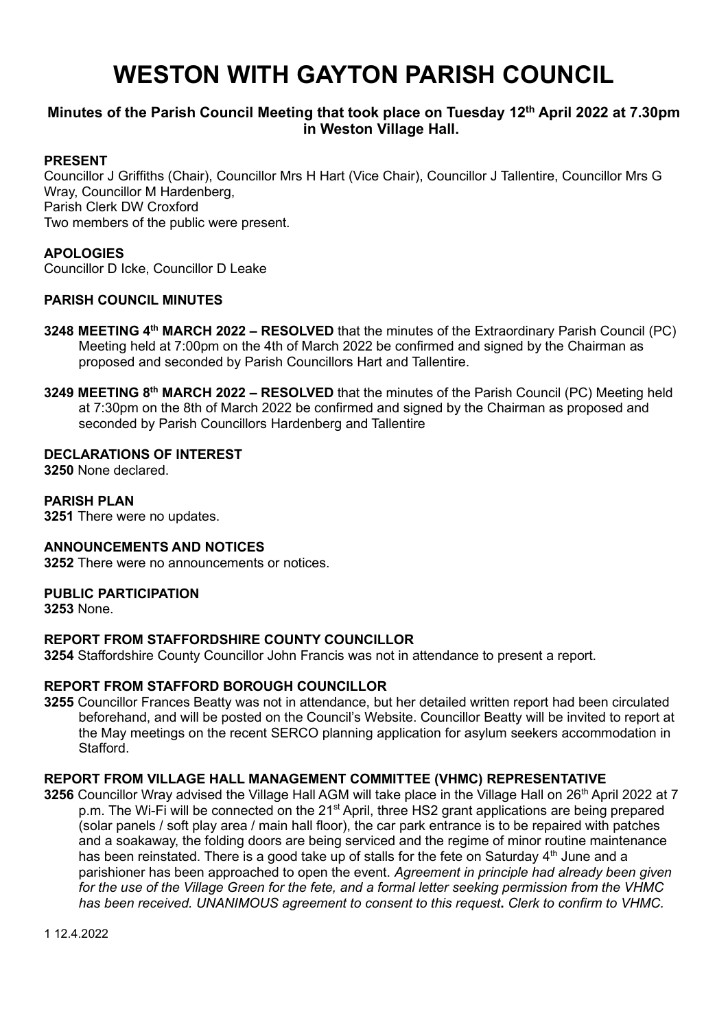# WESTON WITH GAYTON PARISH COUNCIL

**Minutes of the Parish Council Meeting that took place on Tuesday 12th April 2022 at 7.30pm in Weston Village Hall.**

**PRESENT**

Councillor J Griffiths (Chair), Councillor Mrs H Hart (Vice Chair), Councillor J Tallentire, Councillor Mrs G Wray, Councillor M Hardenberg,
Parish Clerk DW Croxford
Two members of the public were present.

**APOLOGIES**

Councillor D Icke, Councillor D Leake

**PARISH COUNCIL MINUTES**

**3248 MEETING 4th MARCH 2022 – RESOLVED** that the minutes of the Extraordinary Parish Council (PC) Meeting held at 7:00pm on the 4th of March 2022 be confirmed and signed by the Chairman as proposed and seconded by Parish Councillors Hart and Tallentire.

**3249 MEETING 8th MARCH 2022 – RESOLVED** that the minutes of the Parish Council (PC) Meeting held at 7:30pm on the 8th of March 2022 be confirmed and signed by the Chairman as proposed and seconded by Parish Councillors Hardenberg and Tallentire

**DECLARATIONS OF INTEREST**

**3250** None declared.

**PARISH PLAN**

**3251** There were no updates.

**ANNOUNCEMENTS AND NOTICES**

**3252** There were no announcements or notices.

**PUBLIC PARTICIPATION**

**3253** None.

**REPORT FROM STAFFORDSHIRE COUNTY COUNCILLOR**

**3254** Staffordshire County Councillor John Francis was not in attendance to present a report.

**REPORT FROM STAFFORD BOROUGH COUNCILLOR**

**3255** Councillor Frances Beatty was not in attendance, but her detailed written report had been circulated beforehand, and will be posted on the Council's Website. Councillor Beatty will be invited to report at the May meetings on the recent SERCO planning application for asylum seekers accommodation in Stafford.

**REPORT FROM VILLAGE HALL MANAGEMENT COMMITTEE (VHMC) REPRESENTATIVE**

**3256** Councillor Wray advised the Village Hall AGM will take place in the Village Hall on 26th April 2022 at 7 p.m. The Wi-Fi will be connected on the 21st April, three HS2 grant applications are being prepared (solar panels / soft play area / main hall floor), the car park entrance is to be repaired with patches and a soakaway, the folding doors are being serviced and the regime of minor routine maintenance has been reinstated. There is a good take up of stalls for the fete on Saturday 4th June and a parishioner has been approached to open the event. *Agreement in principle had already been given for the use of the Village Green for the fete, and a formal letter seeking permission from the VHMC has been received. UNANIMOUS agreement to consent to this request***.** *Clerk to confirm to VHMC.*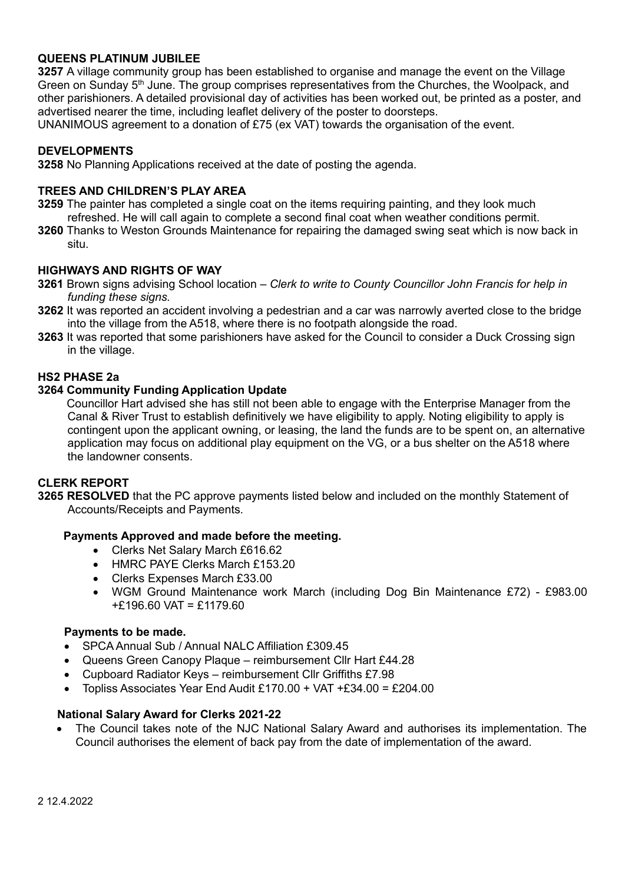**QUEENS PLATINUM JUBILEE**

**3257** A village community group has been established to organise and manage the event on the Village Green on Sunday 5th June. The group comprises representatives from the Churches, the Woolpack, and other parishioners. A detailed provisional day of activities has been worked out, be printed as a poster, and advertised nearer the time, including leaflet delivery of the poster to doorsteps.
UNANIMOUS agreement to a donation of £75 (ex VAT) towards the organisation of the event.

**DEVELOPMENTS**

**3258** No Planning Applications received at the date of posting the agenda.

**TREES AND CHILDREN'S PLAY AREA**

**3259** The painter has completed a single coat on the items requiring painting, and they look much refreshed. He will call again to complete a second final coat when weather conditions permit.

**3260** Thanks to Weston Grounds Maintenance for repairing the damaged swing seat which is now back in situ.

**HIGHWAYS AND RIGHTS OF WAY**

**3261** Brown signs advising School location – *Clerk to write to County Councillor John Francis for help in funding these signs.*

**3262** It was reported an accident involving a pedestrian and a car was narrowly averted close to the bridge into the village from the A518, where there is no footpath alongside the road.

**3263** It was reported that some parishioners have asked for the Council to consider a Duck Crossing sign in the village.

**HS2 PHASE 2a**

**3264 Community Funding Application Update**

Councillor Hart advised she has still not been able to engage with the Enterprise Manager from the Canal & River Trust to establish definitively we have eligibility to apply. Noting eligibility to apply is contingent upon the applicant owning, or leasing, the land the funds are to be spent on, an alternative application may focus on additional play equipment on the VG, or a bus shelter on the A518 where the landowner consents.

**CLERK REPORT**

**3265 RESOLVED** that the PC approve payments listed below and included on the monthly Statement of Accounts/Receipts and Payments.

**Payments Approved and made before the meeting.**

- Clerks Net Salary March £616.62
- HMRC PAYE Clerks March £153.20
- Clerks Expenses March £33.00
- WGM Ground Maintenance work March (including Dog Bin Maintenance £72) - £983.00 +£196.60 VAT = £1179.60

**Payments to be made.**

- SPCA Annual Sub / Annual NALC Affiliation £309.45
- Queens Green Canopy Plaque – reimbursement Cllr Hart £44.28
- Cupboard Radiator Keys – reimbursement Cllr Griffiths £7.98
- Topliss Associates Year End Audit £170.00 + VAT +£34.00 = £204.00

**National Salary Award for Clerks 2021-22**

- The Council takes note of the NJC National Salary Award and authorises its implementation. The Council authorises the element of back pay from the date of implementation of the award.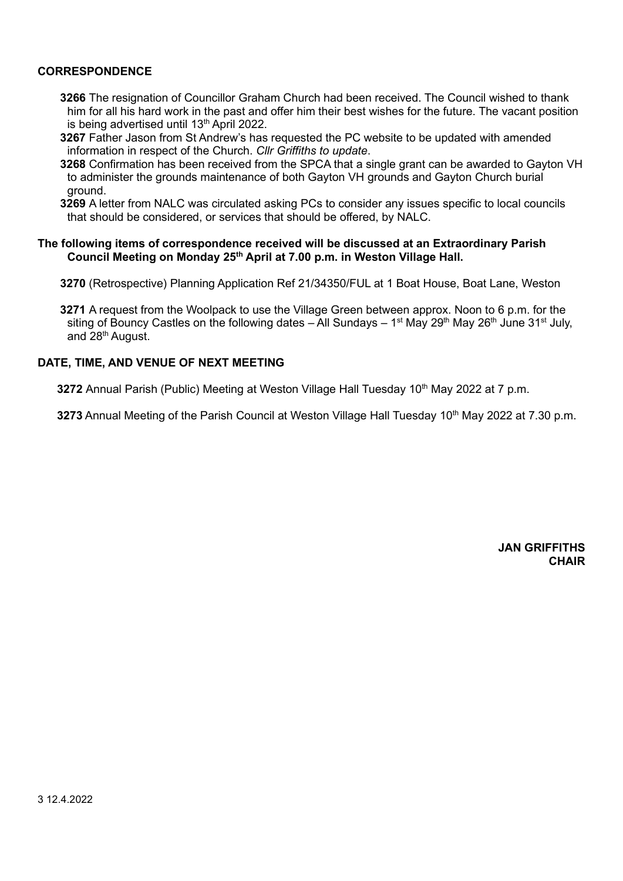**CORRESPONDENCE**

**3266** The resignation of Councillor Graham Church had been received. The Council wished to thank him for all his hard work in the past and offer him their best wishes for the future. The vacant position is being advertised until 13th April 2022.

**3267** Father Jason from St Andrew's has requested the PC website to be updated with amended information in respect of the Church. *Cllr Griffiths to update*.

**3268** Confirmation has been received from the SPCA that a single grant can be awarded to Gayton VH to administer the grounds maintenance of both Gayton VH grounds and Gayton Church burial ground.

**3269** A letter from NALC was circulated asking PCs to consider any issues specific to local councils that should be considered, or services that should be offered, by NALC.

**The following items of correspondence received will be discussed at an Extraordinary Parish Council Meeting on Monday 25th April at 7.00 p.m. in Weston Village Hall.**

**3270** (Retrospective) Planning Application Ref 21/34350/FUL at 1 Boat House, Boat Lane, Weston

**3271** A request from the Woolpack to use the Village Green between approx. Noon to 6 p.m. for the siting of Bouncy Castles on the following dates – All Sundays – 1st May 29th May 26th June 31st July, and 28th August.

**DATE, TIME, AND VENUE OF NEXT MEETING**

**3272** Annual Parish (Public) Meeting at Weston Village Hall Tuesday 10th May 2022 at 7 p.m.

**3273** Annual Meeting of the Parish Council at Weston Village Hall Tuesday 10th May 2022 at 7.30 p.m.

**JAN GRIFFITHS**
**CHAIR**

12.4.2022